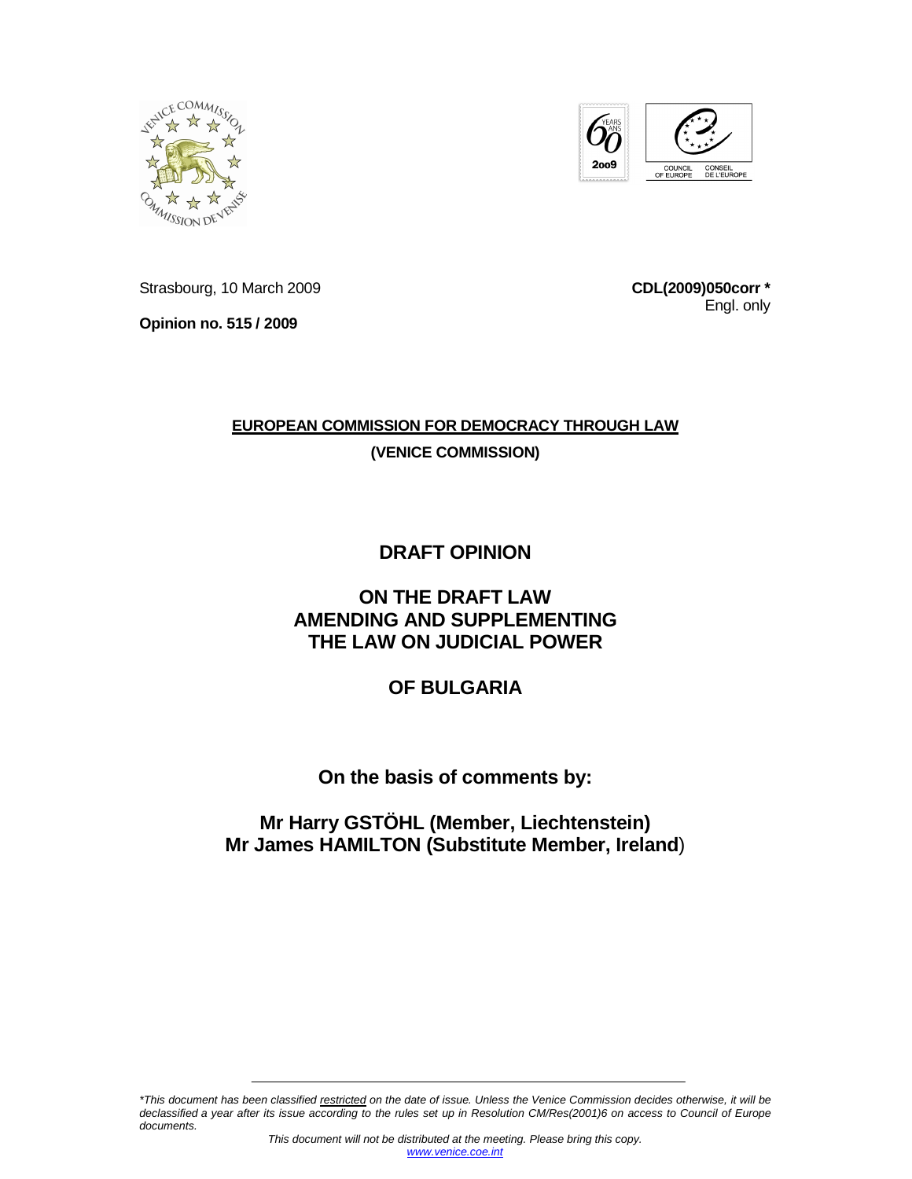Strasbourg, 10 March 2009

**CDL(2009)050corr \***

Engl. only

**Opinion no. 515 / 2009**

**EUROPEAN COMMISSION FOR DEMOCRACY THROUGH LAW**

**(VENICE COMMISSION)**

# DRAFT OPINION

# ON THE DRAFT LAW AMENDING AND SUPPLEMENTING THE LAW ON JUDICIAL POWER

# OF BULGARIA

**On the basis of comments by:**

**Mr Harry GSTÖHL (Member, Liechtenstein)**
**Mr James HAMILTON (Substitute Member, Ireland)**

---

*\*This document has been classified restricted on the date of issue. Unless the Venice Commission decides otherwise, it will be declassified a year after its issue according to the rules set up in Resolution CM/Res(2001)6 on access to Council of Europe documents.*

*This document will not be distributed at the meeting. Please bring this copy.*
*www.venice.coe.int*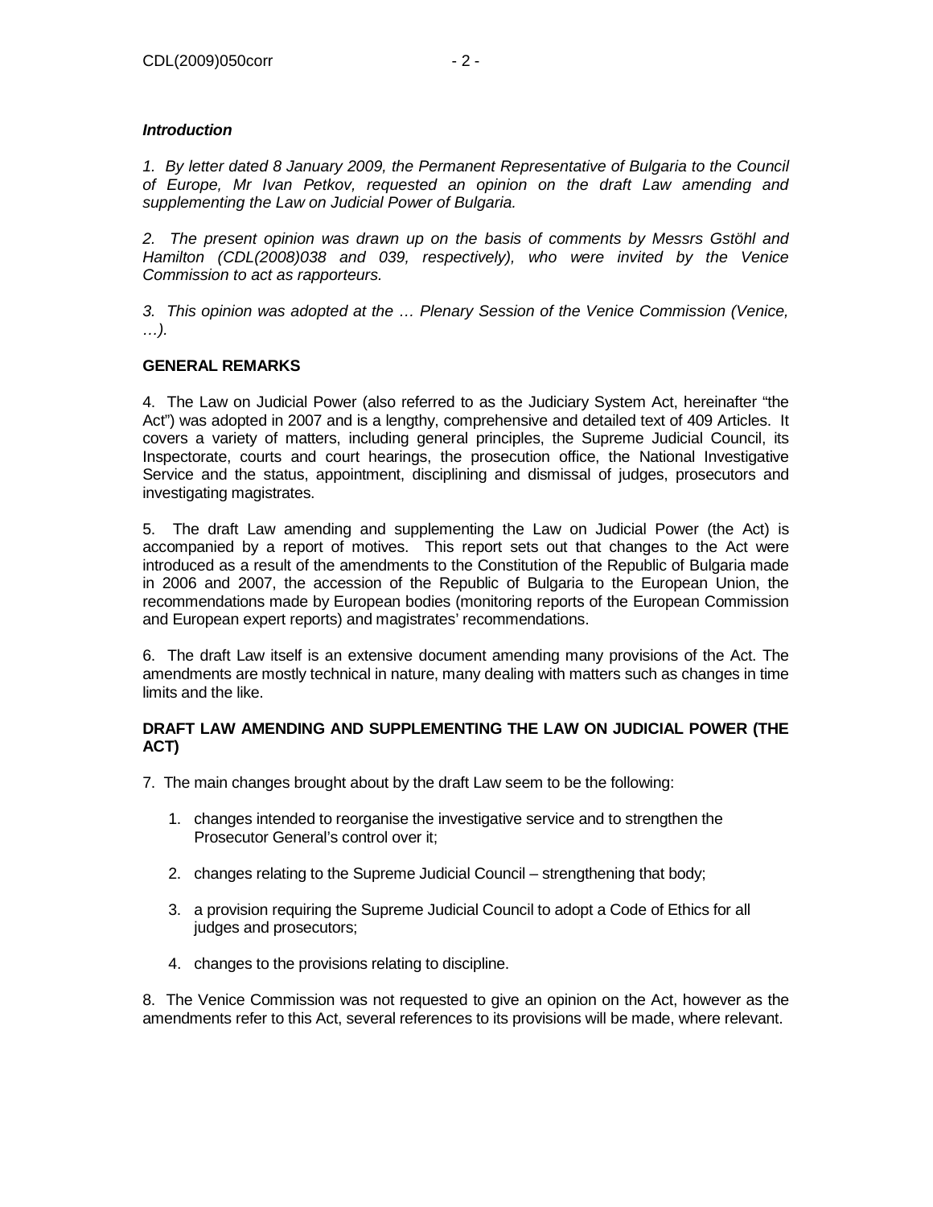***Introduction***

*1. By letter dated 8 January 2009, the Permanent Representative of Bulgaria to the Council of Europe, Mr Ivan Petkov, requested an opinion on the draft Law amending and supplementing the Law on Judicial Power of Bulgaria.*

*2. The present opinion was drawn up on the basis of comments by Messrs Gstöhl and Hamilton (CDL(2008)038 and 039, respectively), who were invited by the Venice Commission to act as rapporteurs.*

*3. This opinion was adopted at the … Plenary Session of the Venice Commission (Venice, …).*

**GENERAL REMARKS**

4. The Law on Judicial Power (also referred to as the Judiciary System Act, hereinafter "the Act") was adopted in 2007 and is a lengthy, comprehensive and detailed text of 409 Articles. It covers a variety of matters, including general principles, the Supreme Judicial Council, its Inspectorate, courts and court hearings, the prosecution office, the National Investigative Service and the status, appointment, disciplining and dismissal of judges, prosecutors and investigating magistrates.

5. The draft Law amending and supplementing the Law on Judicial Power (the Act) is accompanied by a report of motives. This report sets out that changes to the Act were introduced as a result of the amendments to the Constitution of the Republic of Bulgaria made in 2006 and 2007, the accession of the Republic of Bulgaria to the European Union, the recommendations made by European bodies (monitoring reports of the European Commission and European expert reports) and magistrates' recommendations.

6. The draft Law itself is an extensive document amending many provisions of the Act. The amendments are mostly technical in nature, many dealing with matters such as changes in time limits and the like.

**DRAFT LAW AMENDING AND SUPPLEMENTING THE LAW ON JUDICIAL POWER (THE ACT)**

7. The main changes brought about by the draft Law seem to be the following:

1. changes intended to reorganise the investigative service and to strengthen the Prosecutor General's control over it;
2. changes relating to the Supreme Judicial Council – strengthening that body;
3. a provision requiring the Supreme Judicial Council to adopt a Code of Ethics for all judges and prosecutors;
4. changes to the provisions relating to discipline.

8. The Venice Commission was not requested to give an opinion on the Act, however as the amendments refer to this Act, several references to its provisions will be made, where relevant.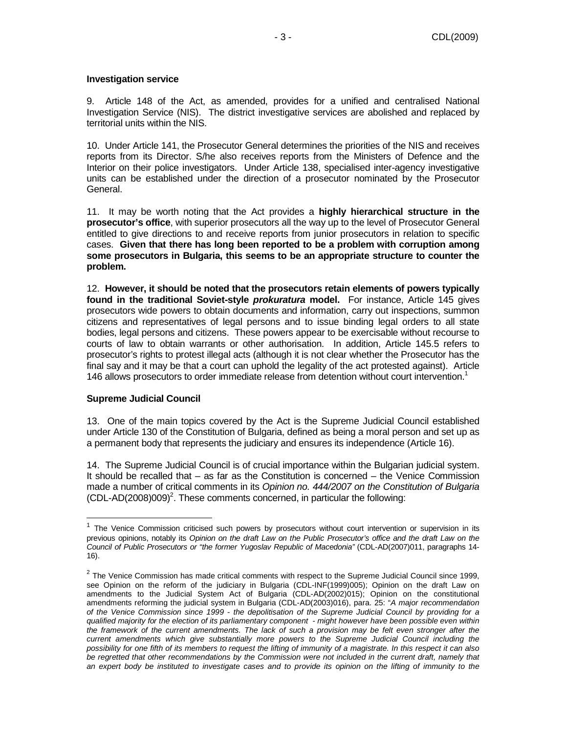**Investigation service**

9. Article 148 of the Act, as amended, provides for a unified and centralised National Investigation Service (NIS). The district investigative services are abolished and replaced by territorial units within the NIS.

10. Under Article 141, the Prosecutor General determines the priorities of the NIS and receives reports from its Director. S/he also receives reports from the Ministers of Defence and the Interior on their police investigators. Under Article 138, specialised inter-agency investigative units can be established under the direction of a prosecutor nominated by the Prosecutor General.

11. It may be worth noting that the Act provides a **highly hierarchical structure in the prosecutor's office**, with superior prosecutors all the way up to the level of Prosecutor General entitled to give directions to and receive reports from junior prosecutors in relation to specific cases. **Given that there has long been reported to be a problem with corruption among some prosecutors in Bulgaria, this seems to be an appropriate structure to counter the problem.**

12. **However, it should be noted that the prosecutors retain elements of powers typically found in the traditional Soviet-style *prokuratura* model.** For instance, Article 145 gives prosecutors wide powers to obtain documents and information, carry out inspections, summon citizens and representatives of legal persons and to issue binding legal orders to all state bodies, legal persons and citizens. These powers appear to be exercisable without recourse to courts of law to obtain warrants or other authorisation. In addition, Article 145.5 refers to prosecutor's rights to protest illegal acts (although it is not clear whether the Prosecutor has the final say and it may be that a court can uphold the legality of the act protested against). Article 146 allows prosecutors to order immediate release from detention without court intervention.[1]

**Supreme Judicial Council**

13. One of the main topics covered by the Act is the Supreme Judicial Council established under Article 130 of the Constitution of Bulgaria, defined as being a moral person and set up as a permanent body that represents the judiciary and ensures its independence (Article 16).

14. The Supreme Judicial Council is of crucial importance within the Bulgarian judicial system. It should be recalled that – as far as the Constitution is concerned – the Venice Commission made a number of critical comments in its *Opinion no. 444/2007 on the Constitution of Bulgaria* (CDL-AD(2008)009)[2]. These comments concerned, in particular the following:

---

[1] The Venice Commission criticised such powers by prosecutors without court intervention or supervision in its previous opinions, notably its *Opinion on the draft Law on the Public Prosecutor's office and the draft Law on the Council of Public Prosecutors or "the former Yugoslav Republic of Macedonia"* (CDL-AD(2007)011, paragraphs 14-16).

[2] The Venice Commission has made critical comments with respect to the Supreme Judicial Council since 1999, see Opinion on the reform of the judiciary in Bulgaria (CDL-INF(1999)005); Opinion on the draft Law on amendments to the Judicial System Act of Bulgaria (CDL-AD(2002)015); Opinion on the constitutional amendments reforming the judicial system in Bulgaria (CDL-AD(2003)016), para. 25: "*A major recommendation of the Venice Commission since 1999 - the depolitisation of the Supreme Judicial Council by providing for a qualified majority for the election of its parliamentary component - might however have been possible even within the framework of the current amendments. The lack of such a provision may be felt even stronger after the current amendments which give substantially more powers to the Supreme Judicial Council including the possibility for one fifth of its members to request the lifting of immunity of a magistrate. In this respect it can also be regretted that other recommendations by the Commission were not included in the current draft, namely that an expert body be instituted to investigate cases and to provide its opinion on the lifting of immunity to the*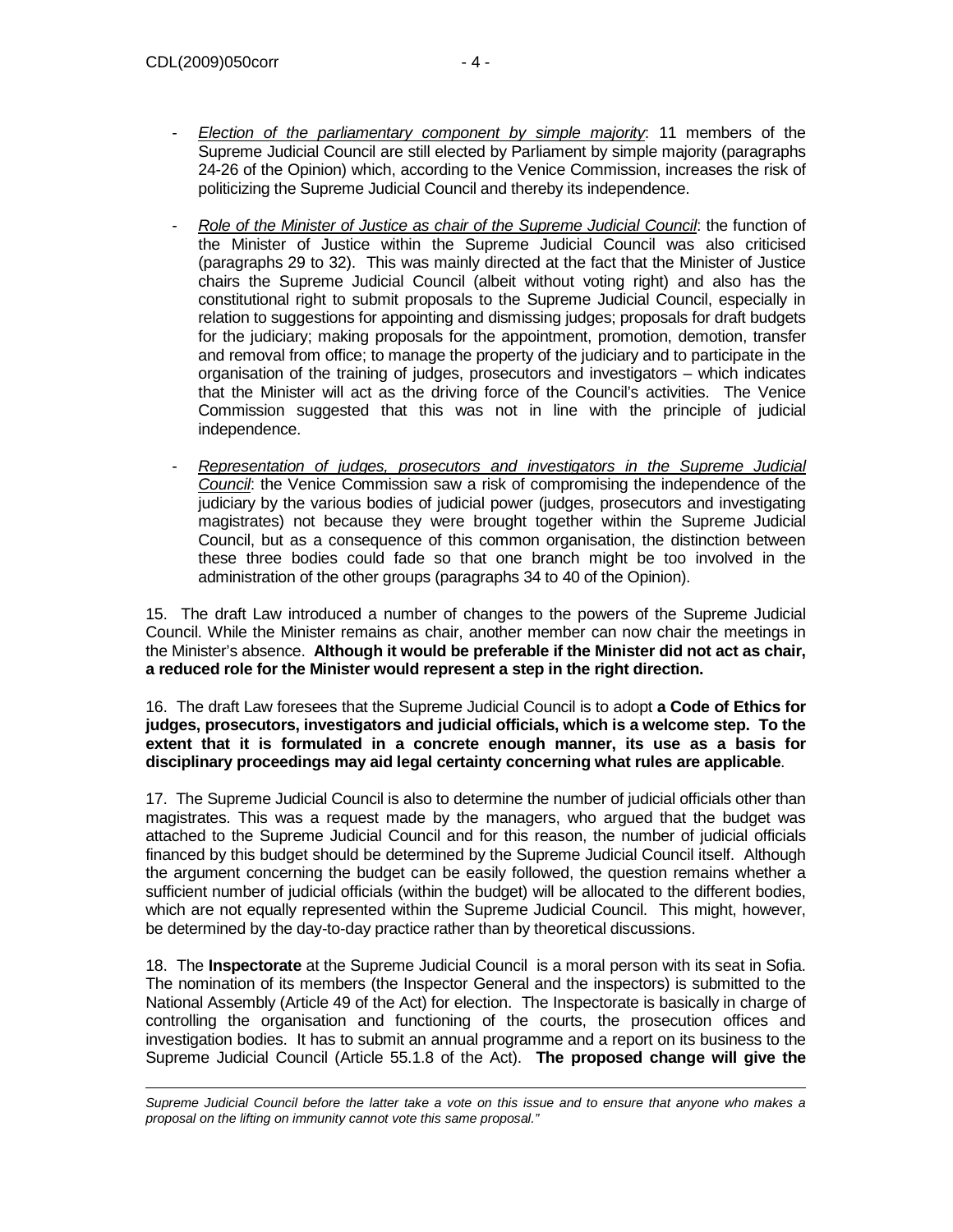- *Election of the parliamentary component by simple majority*: 11 members of the Supreme Judicial Council are still elected by Parliament by simple majority (paragraphs 24-26 of the Opinion) which, according to the Venice Commission, increases the risk of politicizing the Supreme Judicial Council and thereby its independence.

- *Role of the Minister of Justice as chair of the Supreme Judicial Council*: the function of the Minister of Justice within the Supreme Judicial Council was also criticised (paragraphs 29 to 32). This was mainly directed at the fact that the Minister of Justice chairs the Supreme Judicial Council (albeit without voting right) and also has the constitutional right to submit proposals to the Supreme Judicial Council, especially in relation to suggestions for appointing and dismissing judges; proposals for draft budgets for the judiciary; making proposals for the appointment, promotion, demotion, transfer and removal from office; to manage the property of the judiciary and to participate in the organisation of the training of judges, prosecutors and investigators – which indicates that the Minister will act as the driving force of the Council's activities. The Venice Commission suggested that this was not in line with the principle of judicial independence.

- *Representation of judges, prosecutors and investigators in the Supreme Judicial Council*: the Venice Commission saw a risk of compromising the independence of the judiciary by the various bodies of judicial power (judges, prosecutors and investigating magistrates) not because they were brought together within the Supreme Judicial Council, but as a consequence of this common organisation, the distinction between these three bodies could fade so that one branch might be too involved in the administration of the other groups (paragraphs 34 to 40 of the Opinion).

15. The draft Law introduced a number of changes to the powers of the Supreme Judicial Council. While the Minister remains as chair, another member can now chair the meetings in the Minister's absence. **Although it would be preferable if the Minister did not act as chair, a reduced role for the Minister would represent a step in the right direction.**

16. The draft Law foresees that the Supreme Judicial Council is to adopt **a Code of Ethics for judges, prosecutors, investigators and judicial officials, which is a welcome step. To the extent that it is formulated in a concrete enough manner, its use as a basis for disciplinary proceedings may aid legal certainty concerning what rules are applicable**.

17. The Supreme Judicial Council is also to determine the number of judicial officials other than magistrates. This was a request made by the managers, who argued that the budget was attached to the Supreme Judicial Council and for this reason, the number of judicial officials financed by this budget should be determined by the Supreme Judicial Council itself. Although the argument concerning the budget can be easily followed, the question remains whether a sufficient number of judicial officials (within the budget) will be allocated to the different bodies, which are not equally represented within the Supreme Judicial Council. This might, however, be determined by the day-to-day practice rather than by theoretical discussions.

18. The **Inspectorate** at the Supreme Judicial Council is a moral person with its seat in Sofia. The nomination of its members (the Inspector General and the inspectors) is submitted to the National Assembly (Article 49 of the Act) for election. The Inspectorate is basically in charge of controlling the organisation and functioning of the courts, the prosecution offices and investigation bodies. It has to submit an annual programme and a report on its business to the Supreme Judicial Council (Article 55.1.8 of the Act). **The proposed change will give the**

---

*Supreme Judicial Council before the latter take a vote on this issue and to ensure that anyone who makes a proposal on the lifting on immunity cannot vote this same proposal."*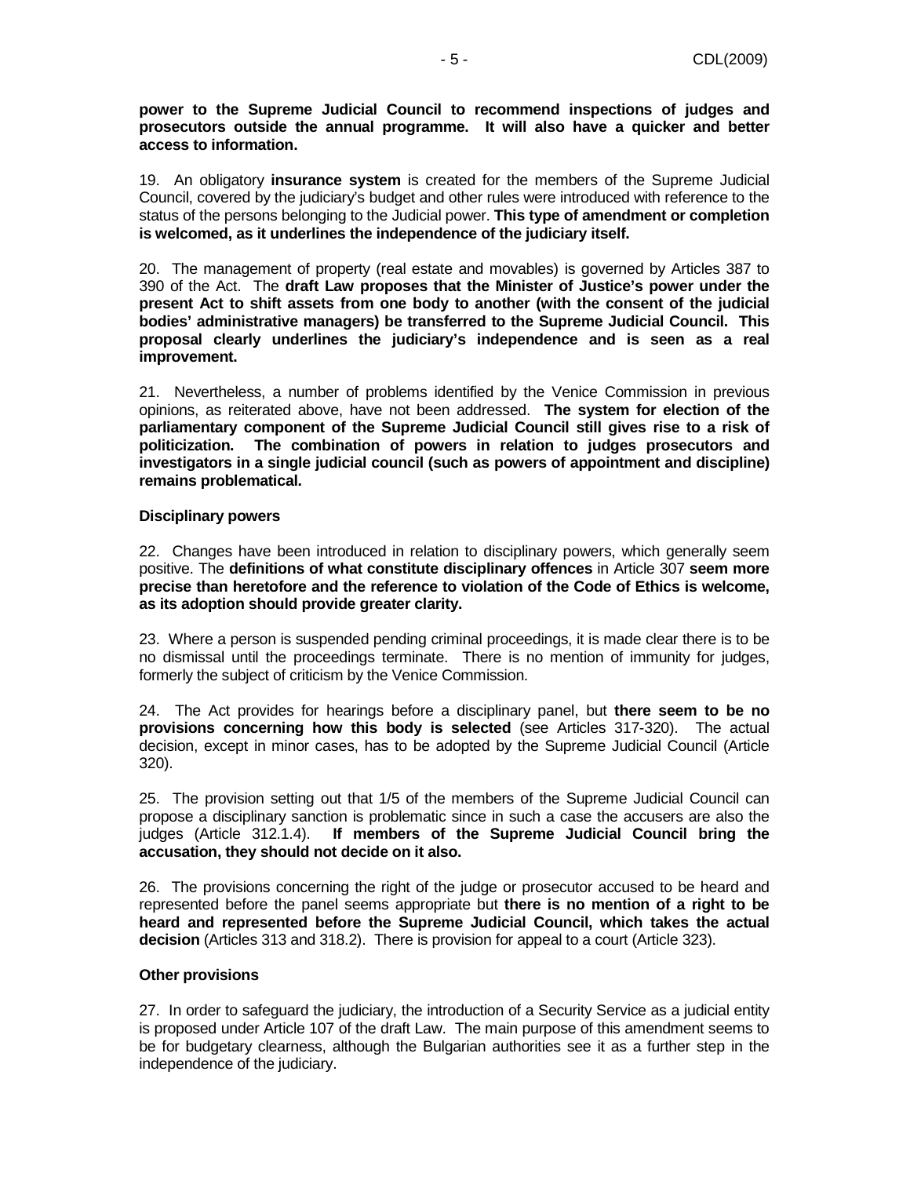**power to the Supreme Judicial Council to recommend inspections of judges and prosecutors outside the annual programme. It will also have a quicker and better access to information.**

19. An obligatory **insurance system** is created for the members of the Supreme Judicial Council, covered by the judiciary's budget and other rules were introduced with reference to the status of the persons belonging to the Judicial power. **This type of amendment or completion is welcomed, as it underlines the independence of the judiciary itself.**

20. The management of property (real estate and movables) is governed by Articles 387 to 390 of the Act. The **draft Law proposes that the Minister of Justice's power under the present Act to shift assets from one body to another (with the consent of the judicial bodies' administrative managers) be transferred to the Supreme Judicial Council. This proposal clearly underlines the judiciary's independence and is seen as a real improvement.**

21. Nevertheless, a number of problems identified by the Venice Commission in previous opinions, as reiterated above, have not been addressed. **The system for election of the parliamentary component of the Supreme Judicial Council still gives rise to a risk of politicization. The combination of powers in relation to judges prosecutors and investigators in a single judicial council (such as powers of appointment and discipline) remains problematical.**

**Disciplinary powers**

22. Changes have been introduced in relation to disciplinary powers, which generally seem positive. The **definitions of what constitute disciplinary offences** in Article 307 **seem more precise than heretofore and the reference to violation of the Code of Ethics is welcome, as its adoption should provide greater clarity.**

23. Where a person is suspended pending criminal proceedings, it is made clear there is to be no dismissal until the proceedings terminate. There is no mention of immunity for judges, formerly the subject of criticism by the Venice Commission.

24. The Act provides for hearings before a disciplinary panel, but **there seem to be no provisions concerning how this body is selected** (see Articles 317-320). The actual decision, except in minor cases, has to be adopted by the Supreme Judicial Council (Article 320).

25. The provision setting out that 1/5 of the members of the Supreme Judicial Council can propose a disciplinary sanction is problematic since in such a case the accusers are also the judges (Article 312.1.4). **If members of the Supreme Judicial Council bring the accusation, they should not decide on it also.**

26. The provisions concerning the right of the judge or prosecutor accused to be heard and represented before the panel seems appropriate but **there is no mention of a right to be heard and represented before the Supreme Judicial Council, which takes the actual decision** (Articles 313 and 318.2). There is provision for appeal to a court (Article 323).

**Other provisions**

27. In order to safeguard the judiciary, the introduction of a Security Service as a judicial entity is proposed under Article 107 of the draft Law. The main purpose of this amendment seems to be for budgetary clearness, although the Bulgarian authorities see it as a further step in the independence of the judiciary.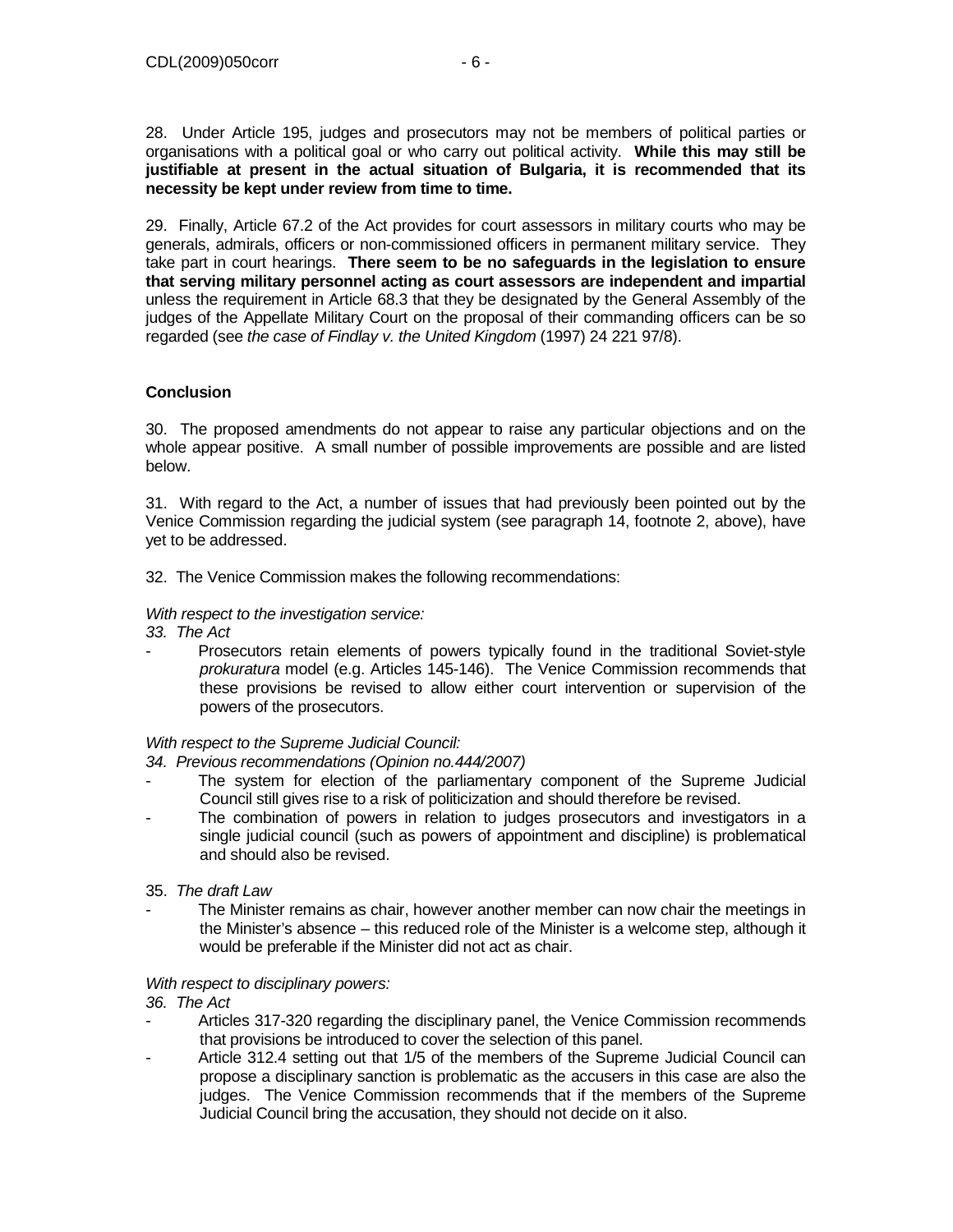28. Under Article 195, judges and prosecutors may not be members of political parties or organisations with a political goal or who carry out political activity. **While this may still be justifiable at present in the actual situation of Bulgaria, it is recommended that its necessity be kept under review from time to time.**

29. Finally, Article 67.2 of the Act provides for court assessors in military courts who may be generals, admirals, officers or non-commissioned officers in permanent military service. They take part in court hearings. **There seem to be no safeguards in the legislation to ensure that serving military personnel acting as court assessors are independent and impartial** unless the requirement in Article 68.3 that they be designated by the General Assembly of the judges of the Appellate Military Court on the proposal of their commanding officers can be so regarded (see *the case of Findlay v. the United Kingdom* (1997) 24 221 97/8).

**Conclusion**

30. The proposed amendments do not appear to raise any particular objections and on the whole appear positive. A small number of possible improvements are possible and are listed below.

31. With regard to the Act, a number of issues that had previously been pointed out by the Venice Commission regarding the judicial system (see paragraph 14, footnote 2, above), have yet to be addressed.

32. The Venice Commission makes the following recommendations:

*With respect to the investigation service:*

*33. The Act*

- Prosecutors retain elements of powers typically found in the traditional Soviet-style *prokuratura* model (e.g. Articles 145-146). The Venice Commission recommends that these provisions be revised to allow either court intervention or supervision of the powers of the prosecutors.

*With respect to the Supreme Judicial Council:*

*34. Previous recommendations (Opinion no.444/2007)*

- The system for election of the parliamentary component of the Supreme Judicial Council still gives rise to a risk of politicization and should therefore be revised.
- The combination of powers in relation to judges prosecutors and investigators in a single judicial council (such as powers of appointment and discipline) is problematical and should also be revised.

35. *The draft Law*

- The Minister remains as chair, however another member can now chair the meetings in the Minister's absence – this reduced role of the Minister is a welcome step, although it would be preferable if the Minister did not act as chair.

*With respect to disciplinary powers:*

*36. The Act*

- Articles 317-320 regarding the disciplinary panel, the Venice Commission recommends that provisions be introduced to cover the selection of this panel.
- Article 312.4 setting out that 1/5 of the members of the Supreme Judicial Council can propose a disciplinary sanction is problematic as the accusers in this case are also the judges. The Venice Commission recommends that if the members of the Supreme Judicial Council bring the accusation, they should not decide on it also.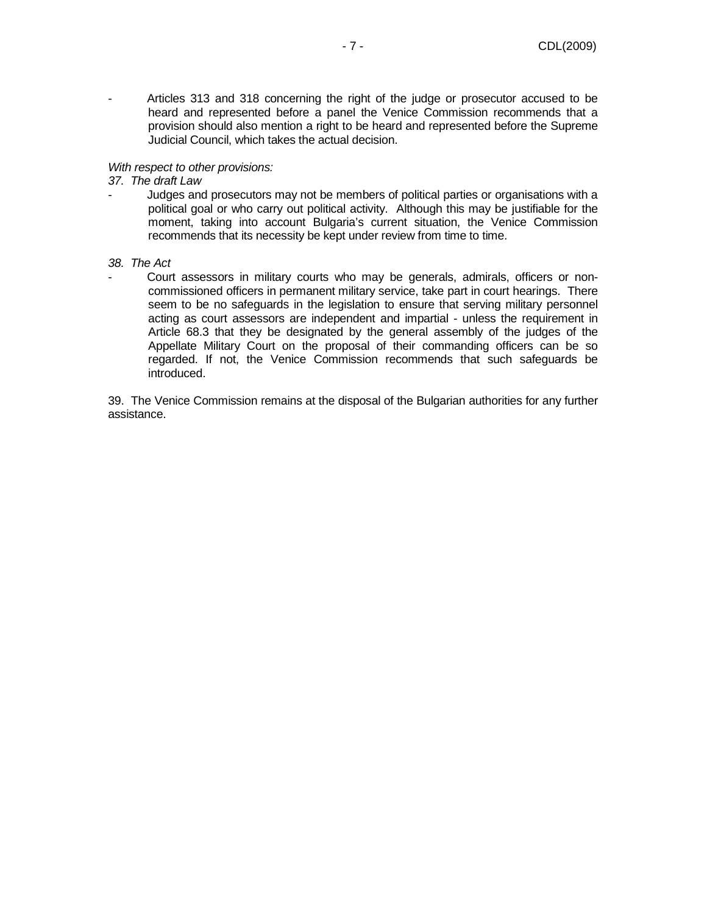- Articles 313 and 318 concerning the right of the judge or prosecutor accused to be heard and represented before a panel the Venice Commission recommends that a provision should also mention a right to be heard and represented before the Supreme Judicial Council, which takes the actual decision.

*With respect to other provisions:*

*37. The draft Law*

- Judges and prosecutors may not be members of political parties or organisations with a political goal or who carry out political activity. Although this may be justifiable for the moment, taking into account Bulgaria's current situation, the Venice Commission recommends that its necessity be kept under review from time to time.

*38. The Act*

- Court assessors in military courts who may be generals, admirals, officers or non-commissioned officers in permanent military service, take part in court hearings. There seem to be no safeguards in the legislation to ensure that serving military personnel acting as court assessors are independent and impartial - unless the requirement in Article 68.3 that they be designated by the general assembly of the judges of the Appellate Military Court on the proposal of their commanding officers can be so regarded. If not, the Venice Commission recommends that such safeguards be introduced.

39. The Venice Commission remains at the disposal of the Bulgarian authorities for any further assistance.